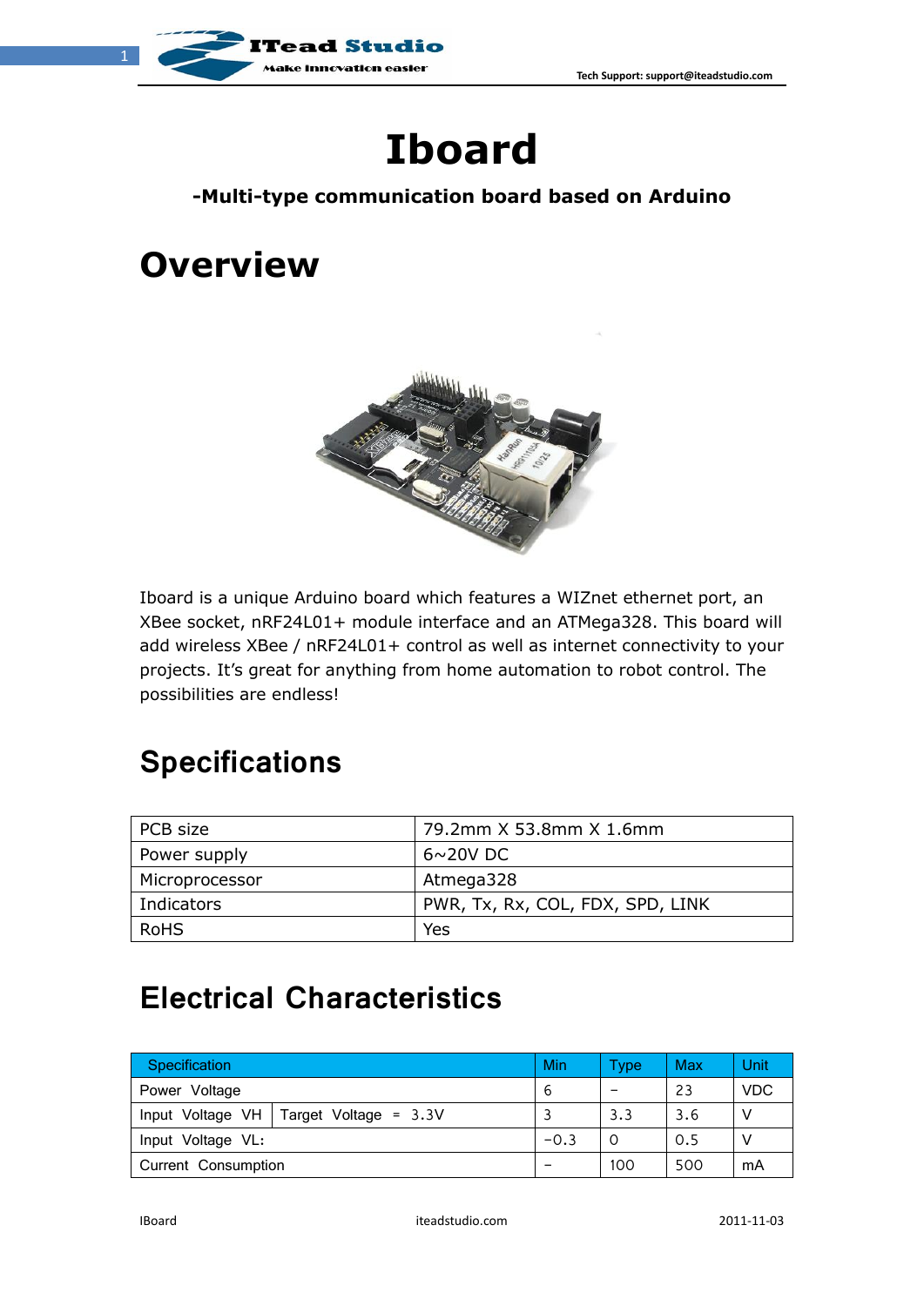# Iboard

**-Multi-type communication board based on Arduino**

# Overview

Iboard is a unique Arduino board which features a WIZnet ethernet port, an XBee socket, nRF24L01+ module interface and an ATMega328. This board will add wireless XBee / nRF24L01+ control as well as internet connectivity to your projects. It's great for anything from home automation to robot control. The possibilities are endless!

## Specifications

| PCB size | 79.2mm X 53.8mm X 1.6mm |
|---|---|
| Power supply | 6~20V DC |
| Microprocessor | Atmega328 |
| Indicators | PWR, Tx, Rx, COL, FDX, SPD, LINK |
| RoHS | Yes |

## Electrical Characteristics

| Specification | | Min | Type | Max | Unit |
|---|---|---|---|---|---|
| Power Voltage | | 6 | - | 23 | VDC |
| Input Voltage VH | Target Voltage = 3.3V | 3 | 3.3 | 3.6 | V |
| Input Voltage VL: | | -0.3 | 0 | 0.5 | V |
| Current Consumption | | - | 100 | 500 | mA |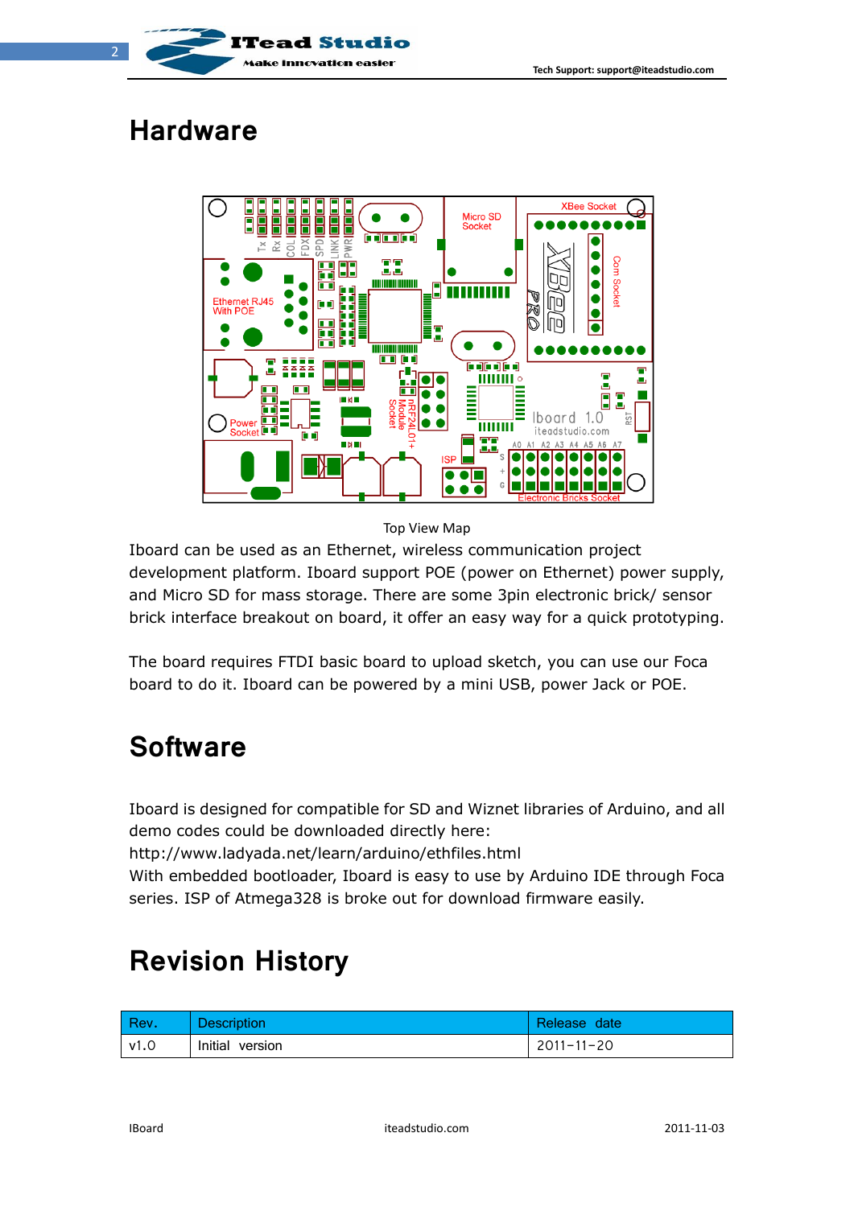# Hardware

Top View Map

Iboard can be used as an Ethernet, wireless communication project development platform. Iboard support POE (power on Ethernet) power supply, and Micro SD for mass storage. There are some 3pin electronic brick/ sensor brick interface breakout on board, it offer an easy way for a quick prototyping.

The board requires FTDI basic board to upload sketch, you can use our Foca board to do it. Iboard can be powered by a mini USB, power Jack or POE.

# Software

Iboard is designed for compatible for SD and Wiznet libraries of Arduino, and all demo codes could be downloaded directly here:
http://www.ladyada.net/learn/arduino/ethfiles.html
With embedded bootloader, Iboard is easy to use by Arduino IDE through Foca series. ISP of Atmega328 is broke out for download firmware easily.

# Revision History

| Rev. | Description | Release date |
|---|---|---|
| v1.0 | Initial version | 2011-11-20 |